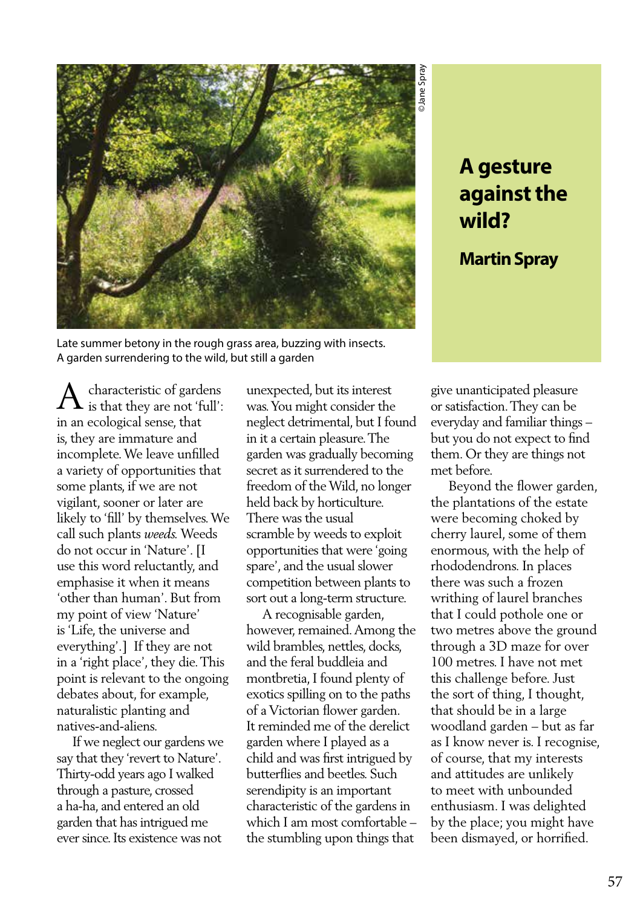# A gesture against the wild?

**Martin Spray**

©Jane Spray

Late summer betony in the rough grass area, buzzing with insects. A garden surrendering to the wild, but still a garden

A characteristic of gardens is that they are not 'full': in an ecological sense, that is, they are immature and incomplete. We leave unfilled a variety of opportunities that some plants, if we are not vigilant, sooner or later are likely to 'fill' by themselves. We call such plants *weeds.* Weeds do not occur in 'Nature'. [I use this word reluctantly, and emphasise it when it means 'other than human'. But from my point of view 'Nature' is 'Life, the universe and everything'.] If they are not in a 'right place', they die. This point is relevant to the ongoing debates about, for example, naturalistic planting and natives-and-aliens.

If we neglect our gardens we say that they 'revert to Nature'. Thirty-odd years ago I walked through a pasture, crossed a ha-ha, and entered an old garden that has intrigued me ever since. Its existence was not unexpected, but its interest was. You might consider the neglect detrimental, but I found in it a certain pleasure. The garden was gradually becoming secret as it surrendered to the freedom of the Wild, no longer held back by horticulture. There was the usual scramble by weeds to exploit opportunities that were 'going spare', and the usual slower competition between plants to sort out a long-term structure.

A recognisable garden, however, remained. Among the wild brambles, nettles, docks, and the feral buddleia and montbretia, I found plenty of exotics spilling on to the paths of a Victorian flower garden. It reminded me of the derelict garden where I played as a child and was first intrigued by butterflies and beetles. Such serendipity is an important characteristic of the gardens in which I am most comfortable – the stumbling upon things that give unanticipated pleasure or satisfaction. They can be everyday and familiar things – but you do not expect to find them. Or they are things not met before.

Beyond the flower garden, the plantations of the estate were becoming choked by cherry laurel, some of them enormous, with the help of rhododendrons. In places there was such a frozen writhing of laurel branches that I could pothole one or two metres above the ground through a 3D maze for over 100 metres. I have not met this challenge before. Just the sort of thing, I thought, that should be in a large woodland garden – but as far as I know never is. I recognise, of course, that my interests and attitudes are unlikely to meet with unbounded enthusiasm. I was delighted by the place; you might have been dismayed, or horrified.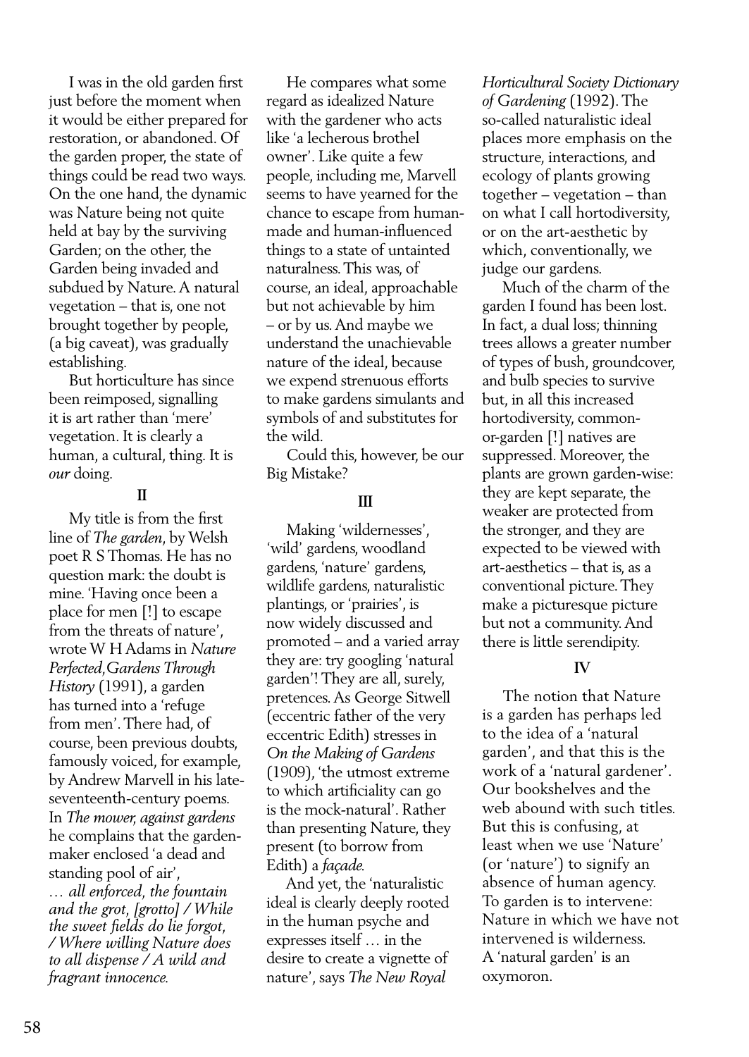I was in the old garden first just before the moment when it would be either prepared for restoration, or abandoned. Of the garden proper, the state of things could be read two ways. On the one hand, the dynamic was Nature being not quite held at bay by the surviving Garden; on the other, the Garden being invaded and subdued by Nature. A natural vegetation – that is, one not brought together by people, (a big caveat), was gradually establishing.

But horticulture has since been reimposed, signalling it is art rather than 'mere' vegetation. It is clearly a human, a cultural, thing. It is *our* doing.

**II**

My title is from the first line of *The garden*, by Welsh poet R S Thomas. He has no question mark: the doubt is mine. 'Having once been a place for men [!] to escape from the threats of nature', wrote W H Adams in *Nature Perfected, Gardens Through History* (1991), a garden has turned into a 'refuge from men'. There had, of course, been previous doubts, famously voiced, for example, by Andrew Marvell in his late-seventeenth-century poems. In *The mower, against gardens* he complains that the garden-maker enclosed 'a dead and standing pool of air',

*… all enforced, the fountain and the grot, [grotto] / While the sweet fields do lie forgot, / Where willing Nature does to all dispense / A wild and fragrant innocence.*

He compares what some regard as idealized Nature with the gardener who acts like 'a lecherous brothel owner'. Like quite a few people, including me, Marvell seems to have yearned for the chance to escape from human-made and human-influenced things to a state of untainted naturalness. This was, of course, an ideal, approachable but not achievable by him – or by us. And maybe we understand the unachievable nature of the ideal, because we expend strenuous efforts to make gardens simulants and symbols of and substitutes for the wild.

Could this, however, be our Big Mistake?

**III**

Making 'wildernesses', 'wild' gardens, woodland gardens, 'nature' gardens, wildlife gardens, naturalistic plantings, or 'prairies', is now widely discussed and promoted – and a varied array they are: try googling 'natural garden'! They are all, surely, pretences. As George Sitwell (eccentric father of the very eccentric Edith) stresses in *On the Making of Gardens* (1909), 'the utmost extreme to which artificiality can go is the mock-natural'. Rather than presenting Nature, they present (to borrow from Edith) a *façade*.

And yet, the 'naturalistic ideal is clearly deeply rooted in the human psyche and expresses itself … in the desire to create a vignette of nature', says *The New Royal Horticultural Society Dictionary of Gardening* (1992). The so-called naturalistic ideal places more emphasis on the structure, interactions, and ecology of plants growing together – vegetation – than on what I call hortodiversity, or on the art-aesthetic by which, conventionally, we judge our gardens.

Much of the charm of the garden I found has been lost. In fact, a dual loss; thinning trees allows a greater number of types of bush, groundcover, and bulb species to survive but, in all this increased hortodiversity, common-or-garden [!] natives are suppressed. Moreover, the plants are grown garden-wise: they are kept separate, the weaker are protected from the stronger, and they are expected to be viewed with art-aesthetics – that is, as a conventional picture. They make a picturesque picture but not a community. And there is little serendipity.

**IV**

The notion that Nature is a garden has perhaps led to the idea of a 'natural garden', and that this is the work of a 'natural gardener'. Our bookshelves and the web abound with such titles. But this is confusing, at least when we use 'Nature' (or 'nature') to signify an absence of human agency. To garden is to intervene: Nature in which we have not intervened is wilderness. A 'natural garden' is an oxymoron.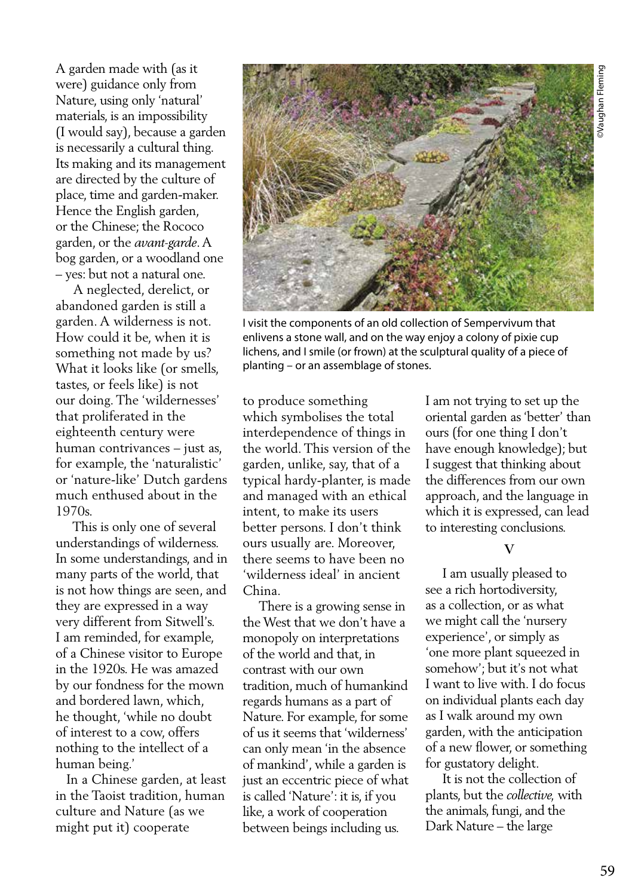A garden made with (as it were) guidance only from Nature, using only 'natural' materials, is an impossibility (I would say), because a garden is necessarily a cultural thing. Its making and its management are directed by the culture of place, time and garden-maker. Hence the English garden, or the Chinese; the Rococo garden, or the *avant-garde*. A bog garden, or a woodland one – yes: but not a natural one.

A neglected, derelict, or abandoned garden is still a garden. A wilderness is not. How could it be, when it is something not made by us? What it looks like (or smells, tastes, or feels like) is not our doing. The 'wildernesses' that proliferated in the eighteenth century were human contrivances – just as, for example, the 'naturalistic' or 'nature-like' Dutch gardens much enthused about in the 1970s.

This is only one of several understandings of wilderness. In some understandings, and in many parts of the world, that is not how things are seen, and they are expressed in a way very different from Sitwell's. I am reminded, for example, of a Chinese visitor to Europe in the 1920s. He was amazed by our fondness for the mown and bordered lawn, which, he thought, 'while no doubt of interest to a cow, offers nothing to the intellect of a human being.'

In a Chinese garden, at least in the Taoist tradition, human culture and Nature (as we might put it) cooperate to produce something which symbolises the total interdependence of things in the world. This version of the garden, unlike, say, that of a typical hardy-planter, is made and managed with an ethical intent, to make its users better persons. I don't think ours usually are. Moreover, there seems to have been no 'wilderness ideal' in ancient China.

There is a growing sense in the West that we don't have a monopoly on interpretations of the world and that, in contrast with our own tradition, much of humankind regards humans as a part of Nature. For example, for some of us it seems that 'wilderness' can only mean 'in the absence of mankind', while a garden is just an eccentric piece of what is called 'Nature': it is, if you like, a work of cooperation between beings including us. I am not trying to set up the oriental garden as 'better' than ours (for one thing I don't have enough knowledge); but I suggest that thinking about the differences from our own approach, and the language in which it is expressed, can lead to interesting conclusions.

I visit the components of an old collection of Sempervivum that enlivens a stone wall, and on the way enjoy a colony of pixie cup lichens, and I smile (or frown) at the sculptural quality of a piece of planting – or an assemblage of stones.

©Vaughan Fleming

## V

I am usually pleased to see a rich hortodiversity, as a collection, or as what we might call the 'nursery experience', or simply as 'one more plant squeezed in somehow'; but it's not what I want to live with. I do focus on individual plants each day as I walk around my own garden, with the anticipation of a new flower, or something for gustatory delight.

It is not the collection of plants, but the *collective,* with the animals, fungi, and the Dark Nature – the large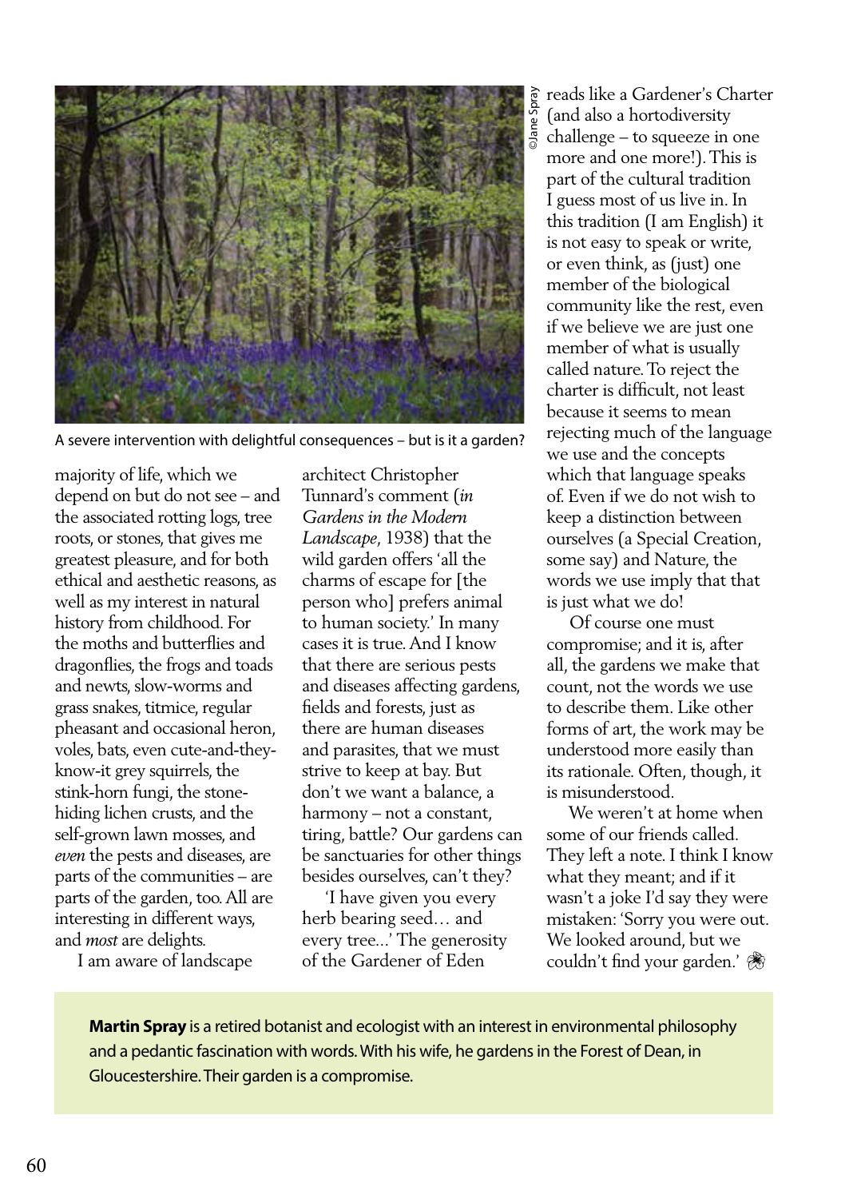A severe intervention with delightful consequences – but is it a garden?

©Jane Spray

majority of life, which we depend on but do not see – and the associated rotting logs, tree roots, or stones, that gives me greatest pleasure, and for both ethical and aesthetic reasons, as well as my interest in natural history from childhood. For the moths and butterflies and dragonflies, the frogs and toads and newts, slow-worms and grass snakes, titmice, regular pheasant and occasional heron, voles, bats, even cute-and-they-know-it grey squirrels, the stink-horn fungi, the stone-hiding lichen crusts, and the self-grown lawn mosses, and *even* the pests and diseases, are parts of the communities – are parts of the garden, too. All are interesting in different ways, and *most* are delights.

I am aware of landscape architect Christopher Tunnard's comment (*in Gardens in the Modern Landscape*, 1938) that the wild garden offers 'all the charms of escape for [the person who] prefers animal to human society.' In many cases it is true. And I know that there are serious pests and diseases affecting gardens, fields and forests, just as there are human diseases and parasites, that we must strive to keep at bay. But don't we want a balance, a harmony – not a constant, tiring, battle? Our gardens can be sanctuaries for other things besides ourselves, can't they?

'I have given you every herb bearing seed… and every tree...' The generosity of the Gardener of Eden reads like a Gardener's Charter (and also a hortodiversity challenge – to squeeze in one more and one more!). This is part of the cultural tradition I guess most of us live in. In this tradition (I am English) it is not easy to speak or write, or even think, as (just) one member of the biological community like the rest, even if we believe we are just one member of what is usually called nature. To reject the charter is difficult, not least because it seems to mean rejecting much of the language we use and the concepts which that language speaks of. Even if we do not wish to keep a distinction between ourselves (a Special Creation, some say) and Nature, the words we use imply that that is just what we do!

Of course one must compromise; and it is, after all, the gardens we make that count, not the words we use to describe them. Like other forms of art, the work may be understood more easily than its rationale. Often, though, it is misunderstood.

We weren't at home when some of our friends called. They left a note. I think I know what they meant; and if it wasn't a joke I'd say they were mistaken: 'Sorry you were out. We looked around, but we couldn't find your garden.'

**Martin Spray** is a retired botanist and ecologist with an interest in environmental philosophy and a pedantic fascination with words. With his wife, he gardens in the Forest of Dean, in Gloucestershire. Their garden is a compromise.